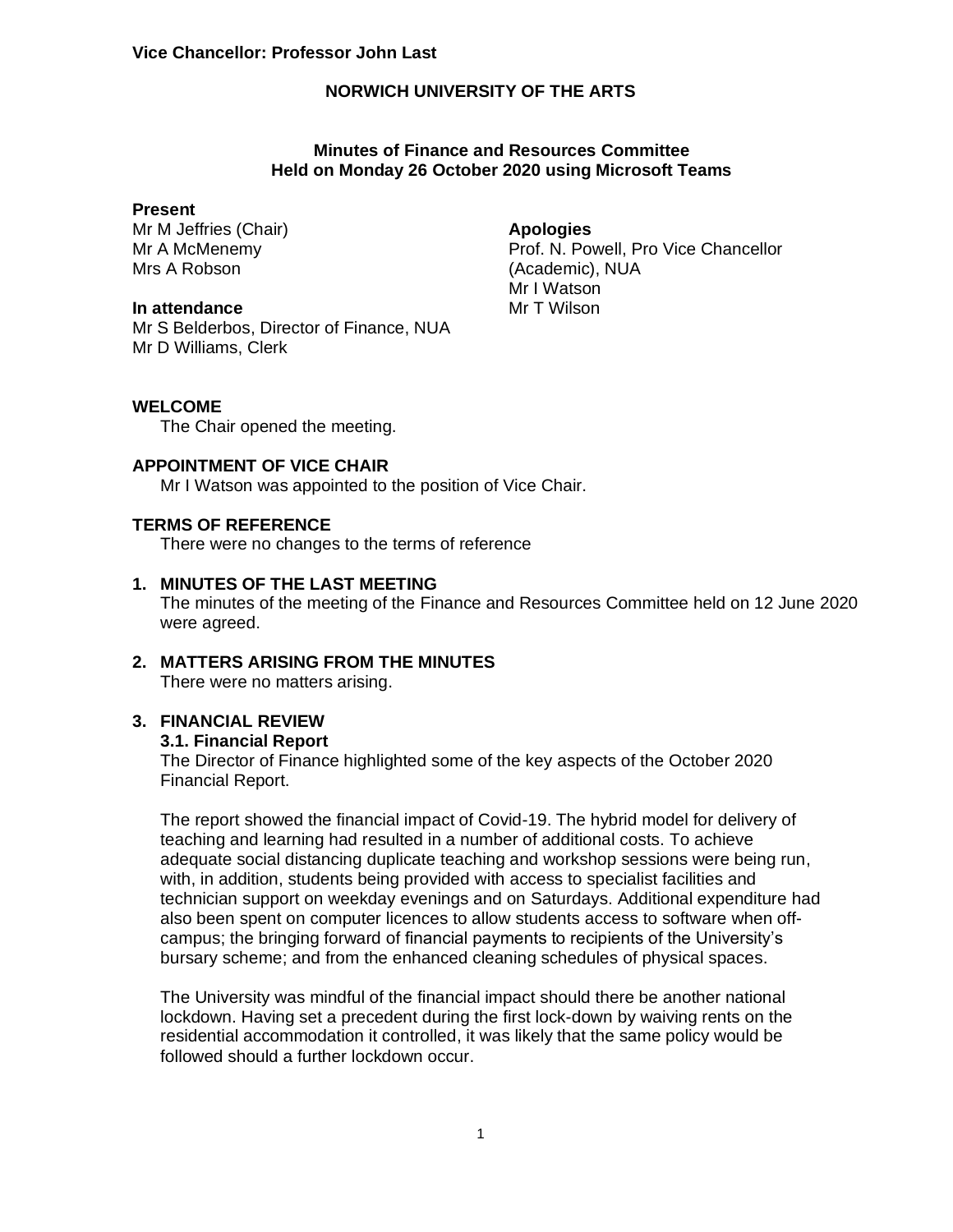**Vice Chancellor: Professor John Last**

# NORWICH UNIVERSITY OF THE ARTS

## Minutes of Finance and Resources Committee Held on Monday 26 October 2020 using Microsoft Teams

**Present**
Mr M Jeffries (Chair)
Mr A McMenemy
Mrs A Robson

**In attendance**
Mr S Belderbos, Director of Finance, NUA
Mr D Williams, Clerk

**Apologies**
Prof. N. Powell, Pro Vice Chancellor (Academic), NUA
Mr I Watson
Mr T Wilson

**WELCOME**

The Chair opened the meeting.

**APPOINTMENT OF VICE CHAIR**

Mr I Watson was appointed to the position of Vice Chair.

**TERMS OF REFERENCE**

There were no changes to the terms of reference

**1. MINUTES OF THE LAST MEETING**

The minutes of the meeting of the Finance and Resources Committee held on 12 June 2020 were agreed.

**2. MATTERS ARISING FROM THE MINUTES**

There were no matters arising.

**3. FINANCIAL REVIEW**

**3.1. Financial Report**

The Director of Finance highlighted some of the key aspects of the October 2020 Financial Report.

The report showed the financial impact of Covid-19. The hybrid model for delivery of teaching and learning had resulted in a number of additional costs. To achieve adequate social distancing duplicate teaching and workshop sessions were being run, with, in addition, students being provided with access to specialist facilities and technician support on weekday evenings and on Saturdays. Additional expenditure had also been spent on computer licences to allow students access to software when off-campus; the bringing forward of financial payments to recipients of the University's bursary scheme; and from the enhanced cleaning schedules of physical spaces.

The University was mindful of the financial impact should there be another national lockdown. Having set a precedent during the first lock-down by waiving rents on the residential accommodation it controlled, it was likely that the same policy would be followed should a further lockdown occur.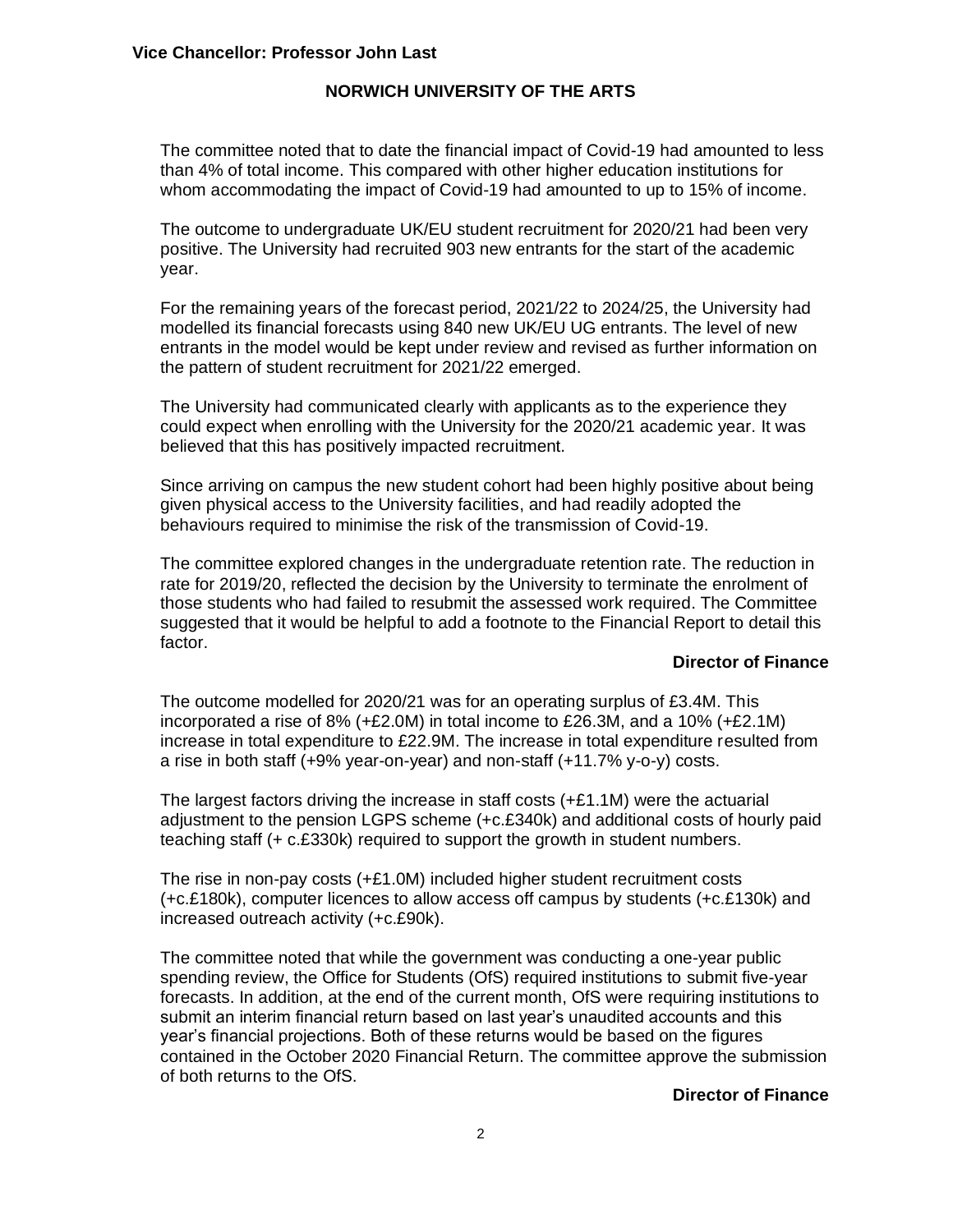The committee noted that to date the financial impact of Covid-19 had amounted to less than 4% of total income. This compared with other higher education institutions for whom accommodating the impact of Covid-19 had amounted to up to 15% of income.

The outcome to undergraduate UK/EU student recruitment for 2020/21 had been very positive. The University had recruited 903 new entrants for the start of the academic year.

For the remaining years of the forecast period, 2021/22 to 2024/25, the University had modelled its financial forecasts using 840 new UK/EU UG entrants. The level of new entrants in the model would be kept under review and revised as further information on the pattern of student recruitment for 2021/22 emerged.

The University had communicated clearly with applicants as to the experience they could expect when enrolling with the University for the 2020/21 academic year. It was believed that this has positively impacted recruitment.

Since arriving on campus the new student cohort had been highly positive about being given physical access to the University facilities, and had readily adopted the behaviours required to minimise the risk of the transmission of Covid-19.

The committee explored changes in the undergraduate retention rate. The reduction in rate for 2019/20, reflected the decision by the University to terminate the enrolment of those students who had failed to resubmit the assessed work required. The Committee suggested that it would be helpful to add a footnote to the Financial Report to detail this factor.

**Director of Finance**

The outcome modelled for 2020/21 was for an operating surplus of £3.4M. This incorporated a rise of 8% (+£2.0M) in total income to £26.3M, and a 10% (+£2.1M) increase in total expenditure to £22.9M. The increase in total expenditure resulted from a rise in both staff (+9% year-on-year) and non-staff (+11.7% y-o-y) costs.

The largest factors driving the increase in staff costs (+£1.1M) were the actuarial adjustment to the pension LGPS scheme (+c.£340k) and additional costs of hourly paid teaching staff (+ c.£330k) required to support the growth in student numbers.

The rise in non-pay costs (+£1.0M) included higher student recruitment costs (+c.£180k), computer licences to allow access off campus by students (+c.£130k) and increased outreach activity (+c.£90k).

The committee noted that while the government was conducting a one-year public spending review, the Office for Students (OfS) required institutions to submit five-year forecasts. In addition, at the end of the current month, OfS were requiring institutions to submit an interim financial return based on last year's unaudited accounts and this year's financial projections. Both of these returns would be based on the figures contained in the October 2020 Financial Return. The committee approve the submission of both returns to the OfS.

**Director of Finance**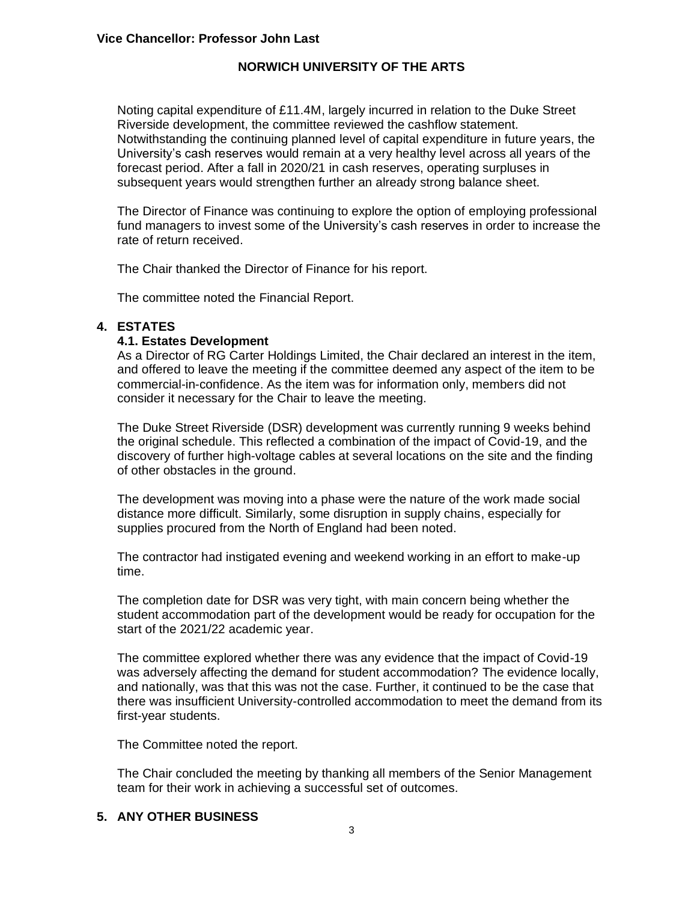Noting capital expenditure of £11.4M, largely incurred in relation to the Duke Street Riverside development, the committee reviewed the cashflow statement. Notwithstanding the continuing planned level of capital expenditure in future years, the University's cash reserves would remain at a very healthy level across all years of the forecast period. After a fall in 2020/21 in cash reserves, operating surpluses in subsequent years would strengthen further an already strong balance sheet.

The Director of Finance was continuing to explore the option of employing professional fund managers to invest some of the University's cash reserves in order to increase the rate of return received.

The Chair thanked the Director of Finance for his report.

The committee noted the Financial Report.

## 4. ESTATES

### 4.1. Estates Development

As a Director of RG Carter Holdings Limited, the Chair declared an interest in the item, and offered to leave the meeting if the committee deemed any aspect of the item to be commercial-in-confidence. As the item was for information only, members did not consider it necessary for the Chair to leave the meeting.

The Duke Street Riverside (DSR) development was currently running 9 weeks behind the original schedule. This reflected a combination of the impact of Covid-19, and the discovery of further high-voltage cables at several locations on the site and the finding of other obstacles in the ground.

The development was moving into a phase were the nature of the work made social distance more difficult. Similarly, some disruption in supply chains, especially for supplies procured from the North of England had been noted.

The contractor had instigated evening and weekend working in an effort to make-up time.

The completion date for DSR was very tight, with main concern being whether the student accommodation part of the development would be ready for occupation for the start of the 2021/22 academic year.

The committee explored whether there was any evidence that the impact of Covid-19 was adversely affecting the demand for student accommodation? The evidence locally, and nationally, was that this was not the case. Further, it continued to be the case that there was insufficient University-controlled accommodation to meet the demand from its first-year students.

The Committee noted the report.

The Chair concluded the meeting by thanking all members of the Senior Management team for their work in achieving a successful set of outcomes.

## 5. ANY OTHER BUSINESS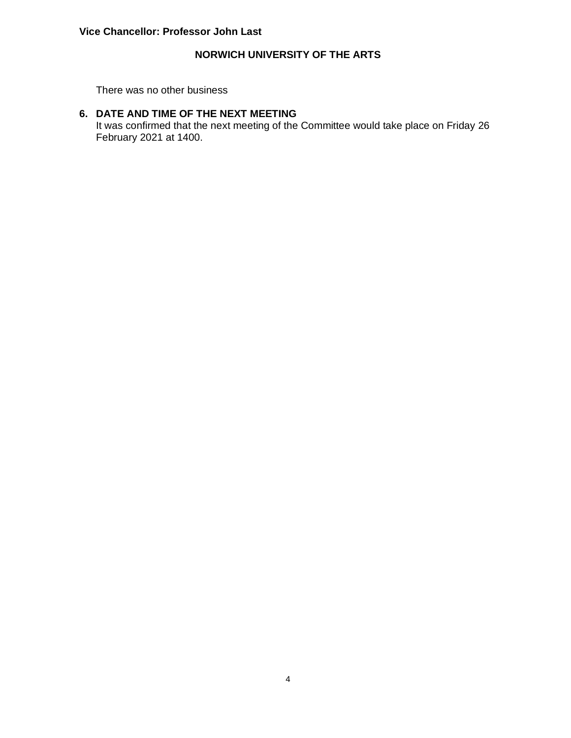There was no other business

**6. DATE AND TIME OF THE NEXT MEETING**

It was confirmed that the next meeting of the Committee would take place on Friday 26 February 2021 at 1400.